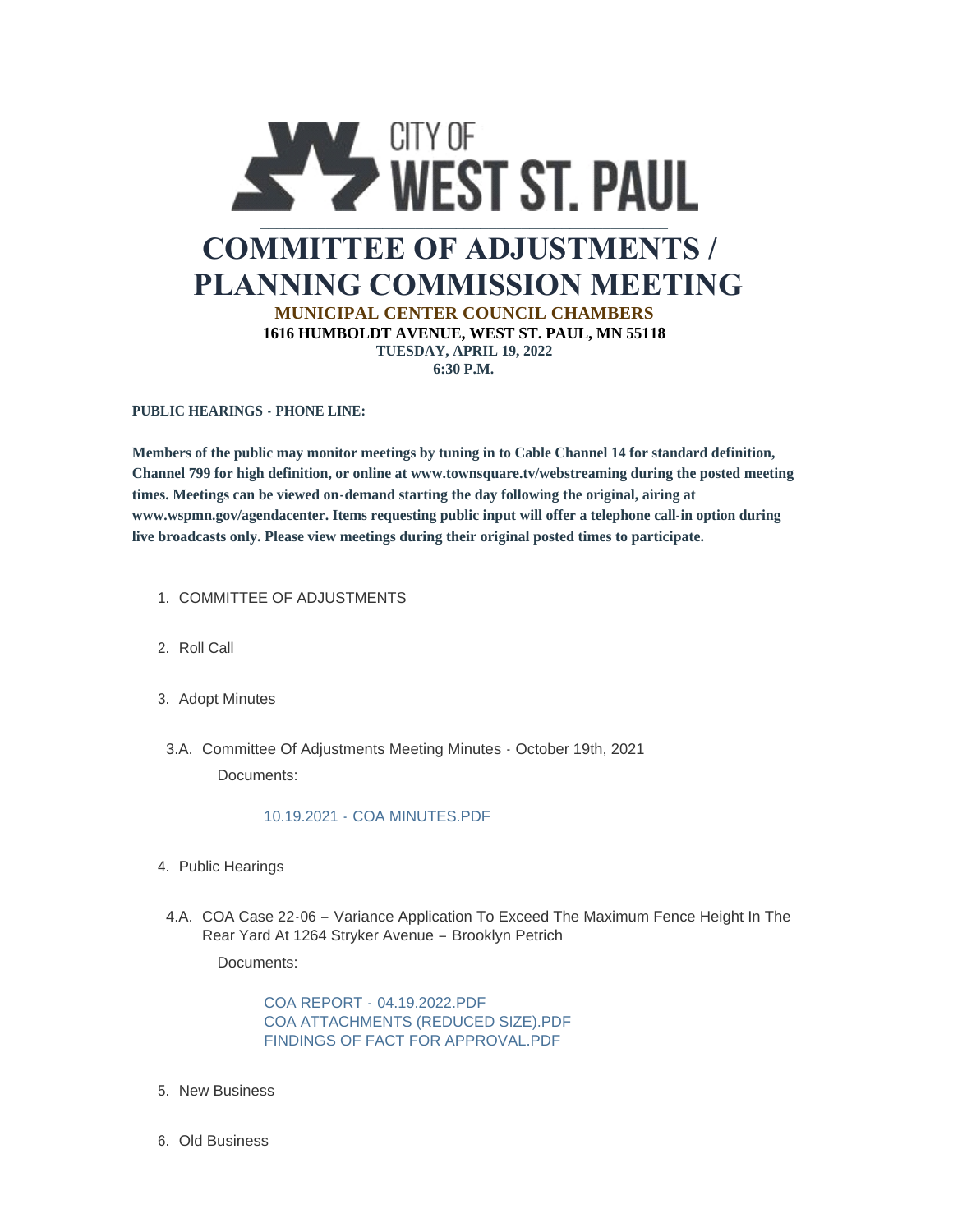CITY OF WEST ST. PAUL

# COMMITTEE OF ADJUSTMENTS / PLANNING COMMISSION MEETING

**MUNICIPAL CENTER COUNCIL CHAMBERS**
**1616 HUMBOLDT AVENUE, WEST ST. PAUL, MN 55118**
**TUESDAY, APRIL 19, 2022**
**6:30 P.M.**

**PUBLIC HEARINGS - PHONE LINE:**

**Members of the public may monitor meetings by tuning in to Cable Channel 14 for standard definition, Channel 799 for high definition, or online at www.townsquare.tv/webstreaming during the posted meeting times. Meetings can be viewed on-demand starting the day following the original, airing at www.wspmn.gov/agendacenter. Items requesting public input will offer a telephone call-in option during live broadcasts only. Please view meetings during their original posted times to participate.**

1. COMMITTEE OF ADJUSTMENTS
2. Roll Call
3. Adopt Minutes

   3.A. Committee Of Adjustments Meeting Minutes - October 19th, 2021

   Documents:

   10.19.2021 - COA MINUTES.PDF

4. Public Hearings

   4.A. COA Case 22-06 – Variance Application To Exceed The Maximum Fence Height In The Rear Yard At 1264 Stryker Avenue – Brooklyn Petrich

   Documents:

   COA REPORT - 04.19.2022.PDF
   COA ATTACHMENTS (REDUCED SIZE).PDF
   FINDINGS OF FACT FOR APPROVAL.PDF

5. New Business
6. Old Business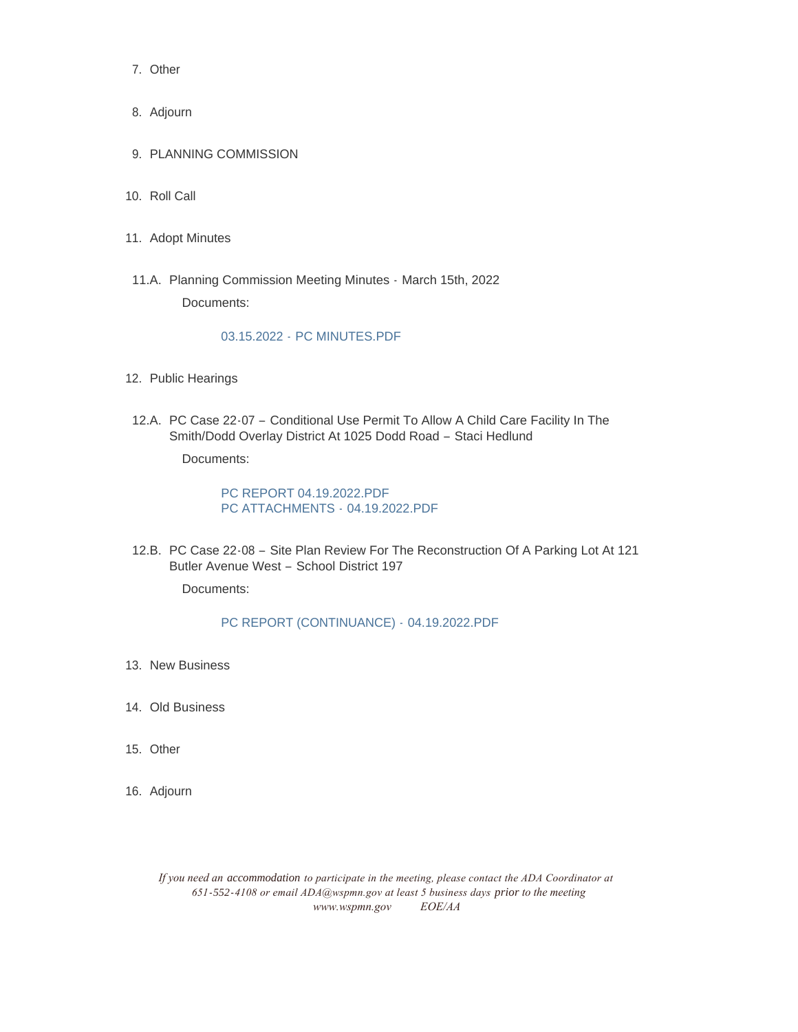7. Other

8. Adjourn

9. PLANNING COMMISSION

10. Roll Call

11. Adopt Minutes

11.A. Planning Commission Meeting Minutes - March 15th, 2022

Documents:

03.15.2022 - PC MINUTES.PDF

12. Public Hearings

12.A. PC Case 22-07 – Conditional Use Permit To Allow A Child Care Facility In The Smith/Dodd Overlay District At 1025 Dodd Road – Staci Hedlund

Documents:

PC REPORT 04.19.2022.PDF
PC ATTACHMENTS - 04.19.2022.PDF

12.B. PC Case 22-08 – Site Plan Review For The Reconstruction Of A Parking Lot At 121 Butler Avenue West – School District 197

Documents:

PC REPORT (CONTINUANCE) - 04.19.2022.PDF

13. New Business

14. Old Business

15. Other

16. Adjourn

*If you need an accommodation to participate in the meeting, please contact the ADA Coordinator at 651-552-4108 or email ADA@wspmn.gov at least 5 business days prior to the meeting*
*www.wspmn.gov EOE/AA*